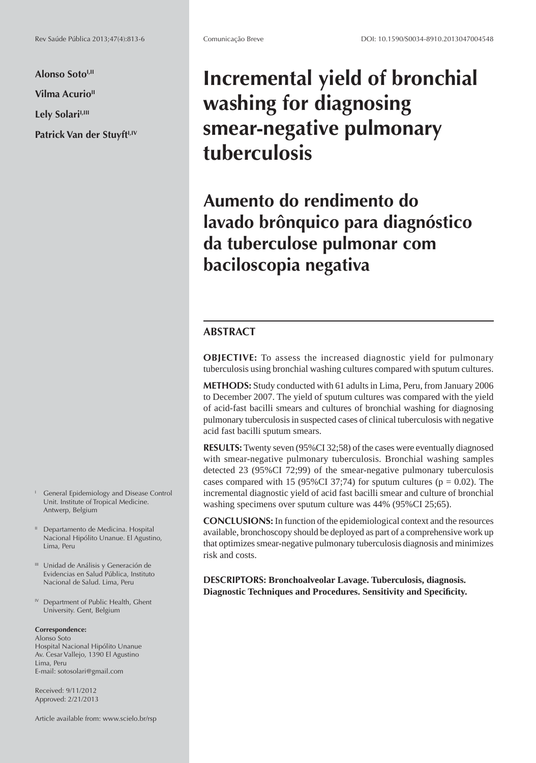Alonso Soto[I,II]

Vilma Acurio[II]

Lely Solari[I,III]

Patrick Van der Stuyft[I,IV]

# Incremental yield of bronchial washing for diagnosing smear-negative pulmonary tuberculosis

# Aumento do rendimento do lavado brônquico para diagnóstico da tuberculose pulmonar com baciloscopia negativa

## ABSTRACT

**OBJECTIVE:** To assess the increased diagnostic yield for pulmonary tuberculosis using bronchial washing cultures compared with sputum cultures.

**METHODS:** Study conducted with 61 adults in Lima, Peru, from January 2006 to December 2007. The yield of sputum cultures was compared with the yield of acid-fast bacilli smears and cultures of bronchial washing for diagnosing pulmonary tuberculosis in suspected cases of clinical tuberculosis with negative acid fast bacilli sputum smears.

**RESULTS:** Twenty seven (95%CI 32;58) of the cases were eventually diagnosed with smear-negative pulmonary tuberculosis. Bronchial washing samples detected 23 (95%CI 72;99) of the smear-negative pulmonary tuberculosis cases compared with 15 (95%CI 37;74) for sputum cultures ($p = 0.02$). The incremental diagnostic yield of acid fast bacilli smear and culture of bronchial washing specimens over sputum culture was 44% (95%CI 25;65).

**CONCLUSIONS:** In function of the epidemiological context and the resources available, bronchoscopy should be deployed as part of a comprehensive work up that optimizes smear-negative pulmonary tuberculosis diagnosis and minimizes risk and costs.

**DESCRIPTORS: Bronchoalveolar Lavage. Tuberculosis, diagnosis. Diagnostic Techniques and Procedures. Sensitivity and Specificity.**

[I] General Epidemiology and Disease Control Unit. Institute of Tropical Medicine. Antwerp, Belgium

[II] Departamento de Medicina. Hospital Nacional Hipólito Unanue. El Agustino, Lima, Peru

[III] Unidad de Análisis y Generación de Evidencias en Salud Pública, Instituto Nacional de Salud. Lima, Peru

[IV] Department of Public Health, Ghent University. Gent, Belgium

**Correspondence:**
Alonso Soto
Hospital Nacional Hipólito Unanue
Av. Cesar Vallejo, 1390 El Agustino
Lima, Peru
E-mail: sotosolari@gmail.com

Received: 9/11/2012
Approved: 2/21/2013

Article available from: www.scielo.br/rsp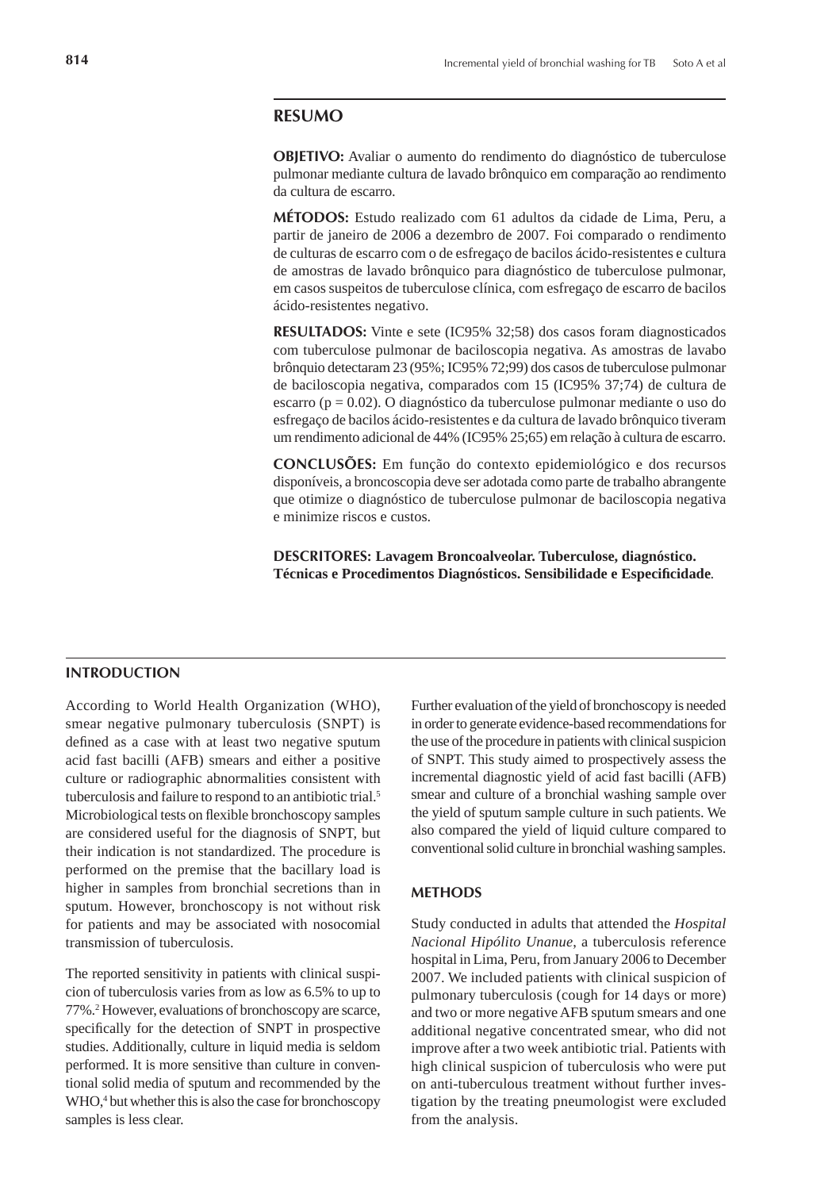## RESUMO

**OBJETIVO:** Avaliar o aumento do rendimento do diagnóstico de tuberculose pulmonar mediante cultura de lavado brônquico em comparação ao rendimento da cultura de escarro.

**MÉTODOS:** Estudo realizado com 61 adultos da cidade de Lima, Peru, a partir de janeiro de 2006 a dezembro de 2007. Foi comparado o rendimento de culturas de escarro com o de esfregaço de bacilos ácido-resistentes e cultura de amostras de lavado brônquico para diagnóstico de tuberculose pulmonar, em casos suspeitos de tuberculose clínica, com esfregaço de escarro de bacilos ácido-resistentes negativo.

**RESULTADOS:** Vinte e sete (IC95% 32;58) dos casos foram diagnosticados com tuberculose pulmonar de baciloscopia negativa. As amostras de lavabo brônquio detectaram 23 (95%; IC95% 72;99) dos casos de tuberculose pulmonar de baciloscopia negativa, comparados com 15 (IC95% 37;74) de cultura de escarro ($p = 0.02$). O diagnóstico da tuberculose pulmonar mediante o uso do esfregaço de bacilos ácido-resistentes e da cultura de lavado brônquico tiveram um rendimento adicional de 44% (IC95% 25;65) em relação à cultura de escarro.

**CONCLUSÕES:** Em função do contexto epidemiológico e dos recursos disponíveis, a broncoscopia deve ser adotada como parte de trabalho abrangente que otimize o diagnóstico de tuberculose pulmonar de baciloscopia negativa e minimize riscos e custos.

**DESCRITORES: Lavagem Broncoalveolar. Tuberculose, diagnóstico. Técnicas e Procedimentos Diagnósticos. Sensibilidade e Especificidade**.

## INTRODUCTION

According to World Health Organization (WHO), smear negative pulmonary tuberculosis (SNPT) is defined as a case with at least two negative sputum acid fast bacilli (AFB) smears and either a positive culture or radiographic abnormalities consistent with tuberculosis and failure to respond to an antibiotic trial.[5] Microbiological tests on flexible bronchoscopy samples are considered useful for the diagnosis of SNPT, but their indication is not standardized. The procedure is performed on the premise that the bacillary load is higher in samples from bronchial secretions than in sputum. However, bronchoscopy is not without risk for patients and may be associated with nosocomial transmission of tuberculosis.

The reported sensitivity in patients with clinical suspicion of tuberculosis varies from as low as 6.5% to up to 77%.[2] However, evaluations of bronchoscopy are scarce, specifically for the detection of SNPT in prospective studies. Additionally, culture in liquid media is seldom performed. It is more sensitive than culture in conventional solid media of sputum and recommended by the WHO,[4] but whether this is also the case for bronchoscopy samples is less clear.

Further evaluation of the yield of bronchoscopy is needed in order to generate evidence-based recommendations for the use of the procedure in patients with clinical suspicion of SNPT. This study aimed to prospectively assess the incremental diagnostic yield of acid fast bacilli (AFB) smear and culture of a bronchial washing sample over the yield of sputum sample culture in such patients. We also compared the yield of liquid culture compared to conventional solid culture in bronchial washing samples.

## METHODS

Study conducted in adults that attended the *Hospital Nacional Hipólito Unanue*, a tuberculosis reference hospital in Lima, Peru, from January 2006 to December 2007. We included patients with clinical suspicion of pulmonary tuberculosis (cough for 14 days or more) and two or more negative AFB sputum smears and one additional negative concentrated smear, who did not improve after a two week antibiotic trial. Patients with high clinical suspicion of tuberculosis who were put on anti-tuberculous treatment without further investigation by the treating pneumologist were excluded from the analysis.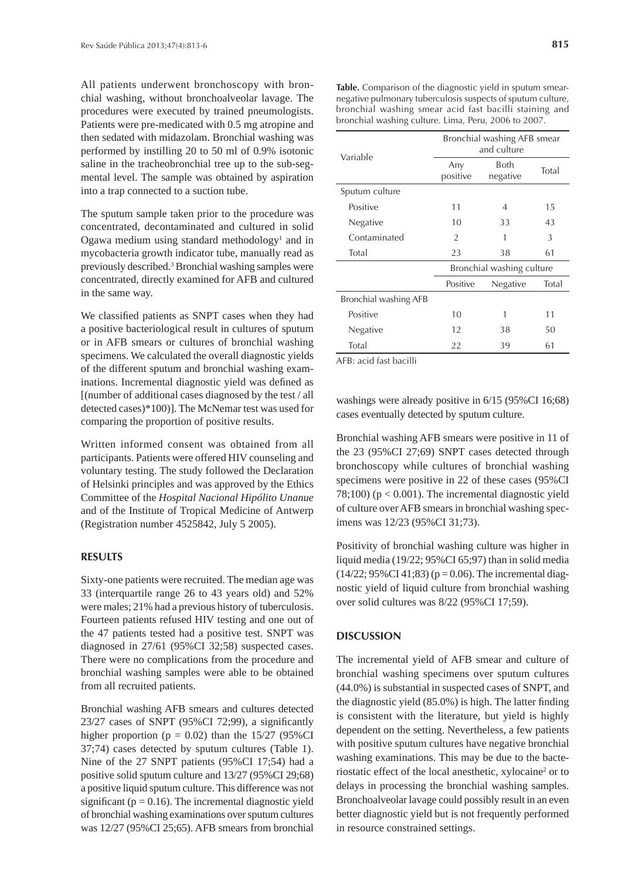All patients underwent bronchoscopy with bronchial washing, without bronchoalveolar lavage. The procedures were executed by trained pneumologists. Patients were pre-medicated with 0.5 mg atropine and then sedated with midazolam. Bronchial washing was performed by instilling 20 to 50 ml of 0.9% isotonic saline in the tracheobronchial tree up to the sub-segmental level. The sample was obtained by aspiration into a trap connected to a suction tube.

The sputum sample taken prior to the procedure was concentrated, decontaminated and cultured in solid Ogawa medium using standard methodology[1] and in mycobacteria growth indicator tube, manually read as previously described.[3] Bronchial washing samples were concentrated, directly examined for AFB and cultured in the same way.

We classified patients as SNPT cases when they had a positive bacteriological result in cultures of sputum or in AFB smears or cultures of bronchial washing specimens. We calculated the overall diagnostic yields of the different sputum and bronchial washing examinations. Incremental diagnostic yield was defined as [(number of additional cases diagnosed by the test / all detected cases)*100)]. The McNemar test was used for comparing the proportion of positive results.

Written informed consent was obtained from all participants. Patients were offered HIV counseling and voluntary testing. The study followed the Declaration of Helsinki principles and was approved by the Ethics Committee of the *Hospital Nacional Hipólito Unanue* and of the Institute of Tropical Medicine of Antwerp (Registration number 4525842, July 5 2005).

## RESULTS

Sixty-one patients were recruited. The median age was 33 (interquartile range 26 to 43 years old) and 52% were males; 21% had a previous history of tuberculosis. Fourteen patients refused HIV testing and one out of the 47 patients tested had a positive test. SNPT was diagnosed in 27/61 (95%CI 32;58) suspected cases. There were no complications from the procedure and bronchial washing samples were able to be obtained from all recruited patients.

Bronchial washing AFB smears and cultures detected 23/27 cases of SNPT (95%CI 72;99), a significantly higher proportion ($p = 0.02$) than the 15/27 (95%CI 37;74) cases detected by sputum cultures (Table 1). Nine of the 27 SNPT patients (95%CI 17;54) had a positive solid sputum culture and 13/27 (95%CI 29;68) a positive liquid sputum culture. This difference was not significant ($p = 0.16$). The incremental diagnostic yield of bronchial washing examinations over sputum cultures was 12/27 (95%CI 25;65). AFB smears from bronchial washings were already positive in 6/15 (95%CI 16;68) cases eventually detected by sputum culture.

**Table.** Comparison of the diagnostic yield in sputum smear-negative pulmonary tuberculosis suspects of sputum culture, bronchial washing smear acid fast bacilli staining and bronchial washing culture. Lima, Peru, 2006 to 2007.

| Variable | Bronchial washing AFB smear and culture | | |
|---|---|---|---|
| | Any positive | Both negative | Total |
| Sputum culture | | | |
| Positive | 11 | 4 | 15 |
| Negative | 10 | 33 | 43 |
| Contaminated | 2 | 1 | 3 |
| Total | 23 | 38 | 61 |
| | Bronchial washing culture | | |
| | Positive | Negative | Total |
| Bronchial washing AFB | | | |
| Positive | 10 | 1 | 11 |
| Negative | 12 | 38 | 50 |
| Total | 22 | 39 | 61 |

AFB: acid fast bacilli

Bronchial washing AFB smears were positive in 11 of the 23 (95%CI 27;69) SNPT cases detected through bronchoscopy while cultures of bronchial washing specimens were positive in 22 of these cases (95%CI 78;100) ($p < 0.001$). The incremental diagnostic yield of culture over AFB smears in bronchial washing specimens was 12/23 (95%CI 31;73).

Positivity of bronchial washing culture was higher in liquid media (19/22; 95%CI 65;97) than in solid media (14/22; 95%CI 41;83) ($p = 0.06$). The incremental diagnostic yield of liquid culture from bronchial washing over solid cultures was 8/22 (95%CI 17;59).

## DISCUSSION

The incremental yield of AFB smear and culture of bronchial washing specimens over sputum cultures (44.0%) is substantial in suspected cases of SNPT, and the diagnostic yield (85.0%) is high. The latter finding is consistent with the literature, but yield is highly dependent on the setting. Nevertheless, a few patients with positive sputum cultures have negative bronchial washing examinations. This may be due to the bacteriostatic effect of the local anesthetic, xylocaine[2] or to delays in processing the bronchial washing samples. Bronchoalveolar lavage could possibly result in an even better diagnostic yield but is not frequently performed in resource constrained settings.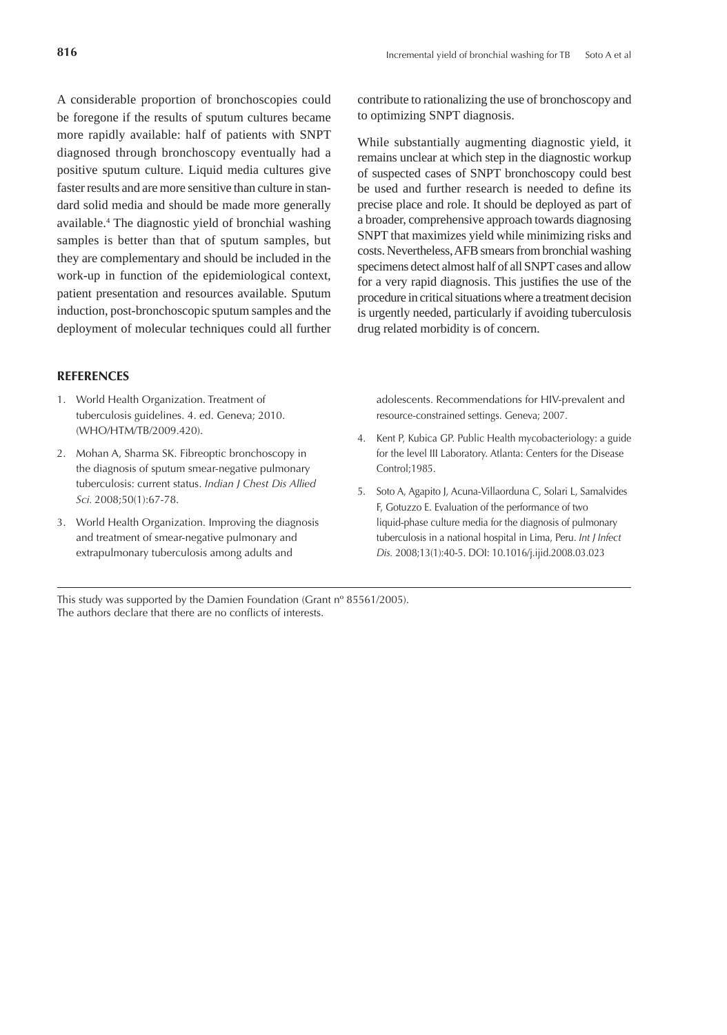A considerable proportion of bronchoscopies could be foregone if the results of sputum cultures became more rapidly available: half of patients with SNPT diagnosed through bronchoscopy eventually had a positive sputum culture. Liquid media cultures give faster results and are more sensitive than culture in standard solid media and should be made more generally available.[4] The diagnostic yield of bronchial washing samples is better than that of sputum samples, but they are complementary and should be included in the work-up in function of the epidemiological context, patient presentation and resources available. Sputum induction, post-bronchoscopic sputum samples and the deployment of molecular techniques could all further contribute to rationalizing the use of bronchoscopy and to optimizing SNPT diagnosis.

While substantially augmenting diagnostic yield, it remains unclear at which step in the diagnostic workup of suspected cases of SNPT bronchoscopy could best be used and further research is needed to define its precise place and role. It should be deployed as part of a broader, comprehensive approach towards diagnosing SNPT that maximizes yield while minimizing risks and costs. Nevertheless, AFB smears from bronchial washing specimens detect almost half of all SNPT cases and allow for a very rapid diagnosis. This justifies the use of the procedure in critical situations where a treatment decision is urgently needed, particularly if avoiding tuberculosis drug related morbidity is of concern.

## REFERENCES

1. World Health Organization. Treatment of tuberculosis guidelines. 4. ed. Geneva; 2010. (WHO/HTM/TB/2009.420).
2. Mohan A, Sharma SK. Fibreoptic bronchoscopy in the diagnosis of sputum smear-negative pulmonary tuberculosis: current status. *Indian J Chest Dis Allied Sci.* 2008;50(1):67-78.
3. World Health Organization. Improving the diagnosis and treatment of smear-negative pulmonary and extrapulmonary tuberculosis among adults and adolescents. Recommendations for HIV-prevalent and resource-constrained settings. Geneva; 2007.
4. Kent P, Kubica GP. Public Health mycobacteriology: a guide for the level III Laboratory. Atlanta: Centers for the Disease Control;1985.
5. Soto A, Agapito J, Acuna-Villaorduna C, Solari L, Samalvides F, Gotuzzo E. Evaluation of the performance of two liquid-phase culture media for the diagnosis of pulmonary tuberculosis in a national hospital in Lima, Peru. *Int J Infect Dis.* 2008;13(1):40-5. DOI: 10.1016/j.ijid.2008.03.023

This study was supported by the Damien Foundation (Grant nº 85561/2005).
The authors declare that there are no conflicts of interests.